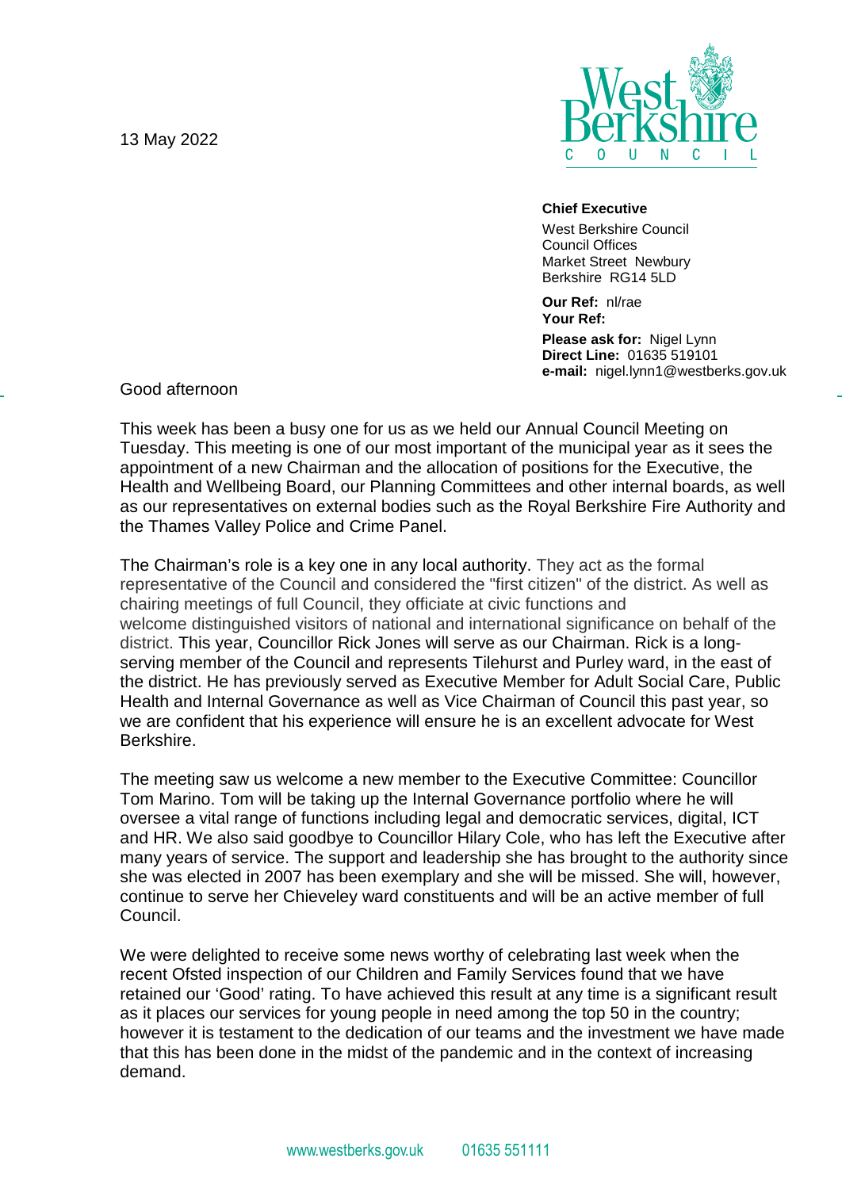13 May 2022

West Berkshire COUNCIL

**Chief Executive**
West Berkshire Council
Council Offices
Market Street Newbury
Berkshire RG14 5LD

**Our Ref:** nl/rae
**Your Ref:**

**Please ask for:** Nigel Lynn
**Direct Line:** 01635 519101
**e-mail:** nigel.lynn1@westberks.gov.uk

Good afternoon

This week has been a busy one for us as we held our Annual Council Meeting on Tuesday. This meeting is one of our most important of the municipal year as it sees the appointment of a new Chairman and the allocation of positions for the Executive, the Health and Wellbeing Board, our Planning Committees and other internal boards, as well as our representatives on external bodies such as the Royal Berkshire Fire Authority and the Thames Valley Police and Crime Panel.

The Chairman's role is a key one in any local authority. They act as the formal representative of the Council and considered the "first citizen" of the district. As well as chairing meetings of full Council, they officiate at civic functions and welcome distinguished visitors of national and international significance on behalf of the district. This year, Councillor Rick Jones will serve as our Chairman. Rick is a long-serving member of the Council and represents Tilehurst and Purley ward, in the east of the district. He has previously served as Executive Member for Adult Social Care, Public Health and Internal Governance as well as Vice Chairman of Council this past year, so we are confident that his experience will ensure he is an excellent advocate for West Berkshire.

The meeting saw us welcome a new member to the Executive Committee: Councillor Tom Marino. Tom will be taking up the Internal Governance portfolio where he will oversee a vital range of functions including legal and democratic services, digital, ICT and HR. We also said goodbye to Councillor Hilary Cole, who has left the Executive after many years of service. The support and leadership she has brought to the authority since she was elected in 2007 has been exemplary and she will be missed. She will, however, continue to serve her Chieveley ward constituents and will be an active member of full Council.

We were delighted to receive some news worthy of celebrating last week when the recent Ofsted inspection of our Children and Family Services found that we have retained our 'Good' rating. To have achieved this result at any time is a significant result as it places our services for young people in need among the top 50 in the country; however it is testament to the dedication of our teams and the investment we have made that this has been done in the midst of the pandemic and in the context of increasing demand.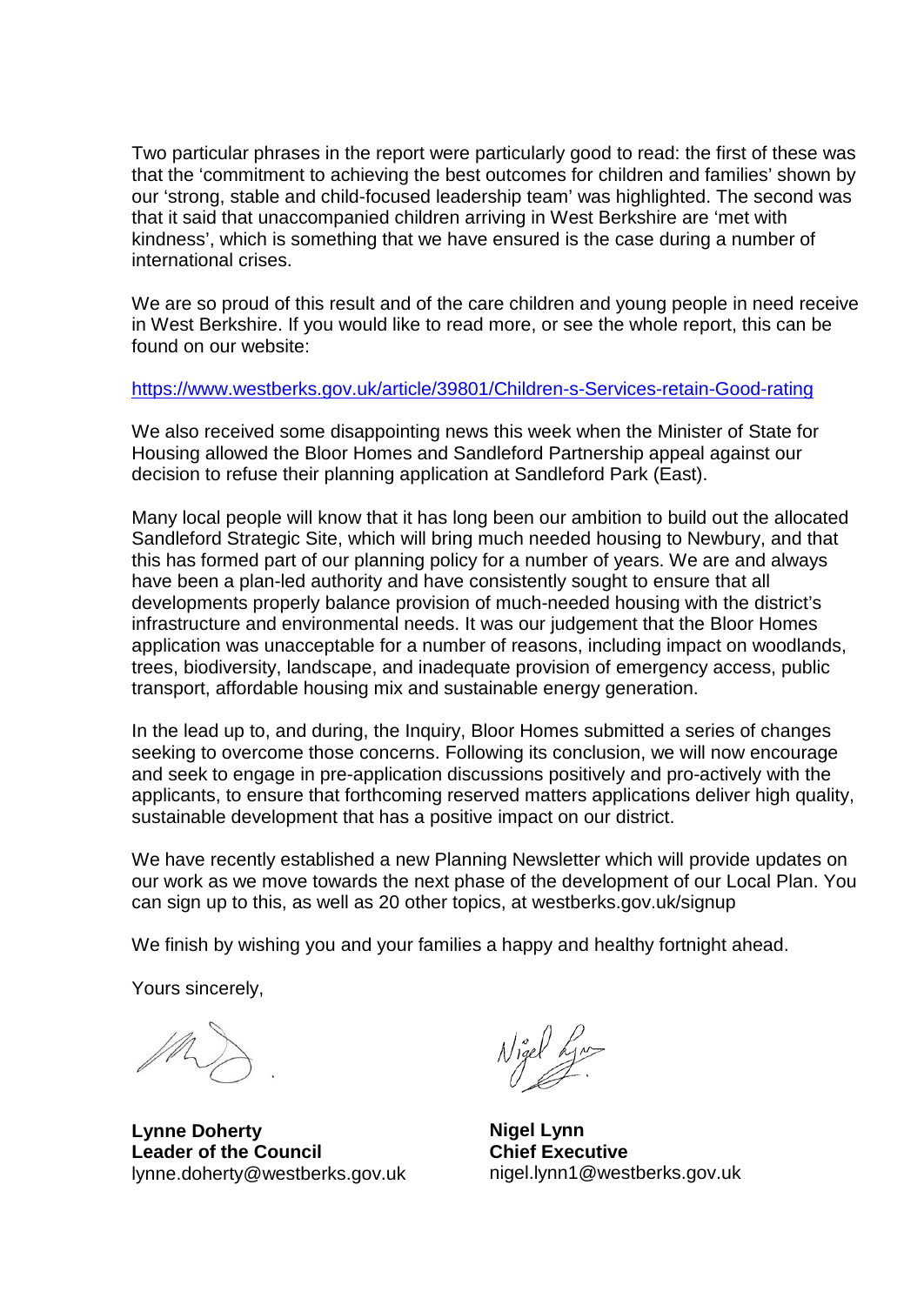Two particular phrases in the report were particularly good to read: the first of these was that the 'commitment to achieving the best outcomes for children and families' shown by our 'strong, stable and child-focused leadership team' was highlighted. The second was that it said that unaccompanied children arriving in West Berkshire are 'met with kindness', which is something that we have ensured is the case during a number of international crises.

We are so proud of this result and of the care children and young people in need receive in West Berkshire. If you would like to read more, or see the whole report, this can be found on our website:

https://www.westberks.gov.uk/article/39801/Children-s-Services-retain-Good-rating

We also received some disappointing news this week when the Minister of State for Housing allowed the Bloor Homes and Sandleford Partnership appeal against our decision to refuse their planning application at Sandleford Park (East).

Many local people will know that it has long been our ambition to build out the allocated Sandleford Strategic Site, which will bring much needed housing to Newbury, and that this has formed part of our planning policy for a number of years. We are and always have been a plan-led authority and have consistently sought to ensure that all developments properly balance provision of much-needed housing with the district's infrastructure and environmental needs. It was our judgement that the Bloor Homes application was unacceptable for a number of reasons, including impact on woodlands, trees, biodiversity, landscape, and inadequate provision of emergency access, public transport, affordable housing mix and sustainable energy generation.

In the lead up to, and during, the Inquiry, Bloor Homes submitted a series of changes seeking to overcome those concerns. Following its conclusion, we will now encourage and seek to engage in pre-application discussions positively and pro-actively with the applicants, to ensure that forthcoming reserved matters applications deliver high quality, sustainable development that has a positive impact on our district.

We have recently established a new Planning Newsletter which will provide updates on our work as we move towards the next phase of the development of our Local Plan. You can sign up to this, as well as 20 other topics, at westberks.gov.uk/signup

We finish by wishing you and your families a happy and healthy fortnight ahead.

Yours sincerely,

**Lynne Doherty**
**Leader of the Council**
lynne.doherty@westberks.gov.uk

**Nigel Lynn**
**Chief Executive**
nigel.lynn1@westberks.gov.uk